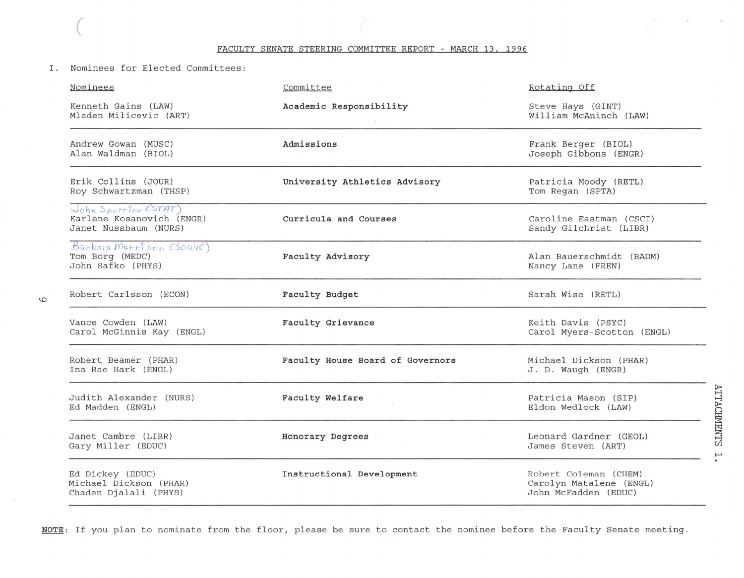FACULTY SENATE STEERING COMMITTEE REPORT - MARCH 13, 1996

I. Nominees for Elected Committees:

| Nominees | Committee | Rotating Off |
| --- | --- | --- |
| Kenneth Gains (LAW)<br>Mladen Milicevic (ART) | **Academic Responsibility** | Steve Hays (GINT)<br>William McAninch (LAW) |
| Andrew Gowan (MUSC)<br>Alan Waldman (BIOL) | **Admissions** | Frank Berger (BIOL)<br>Joseph Gibbons (ENGR) |
| Erik Collins (JOUR)<br>Roy Schwartzman (THSP) | **University Athletics Advisory** | Patricia Moody (RETL)<br>Tom Regan (SPTA) |
| John Spurrier (STAT)<br>Karlene Kosanovich (ENGR)<br>Janet Nussbaum (NURS) | **Curricula and Courses** | Caroline Eastman (CSCI)<br>Sandy Gilchrist (LIBR) |
| Barbara Morrison (SOWK)<br>Tom Borg (MEDC)<br>John Safko (PHYS) | **Faculty Advisory** | Alan Bauerschmidt (BADM)<br>Nancy Lane (FREN) |
| Robert Carlsson (ECON) | **Faculty Budget** | Sarah Wise (RETL) |
| Vance Cowden (LAW)<br>Carol McGinnis Kay (ENGL) | **Faculty Grievance** | Keith Davis (PSYC)<br>Carol Myers-Scotton (ENGL) |
| Robert Beamer (PHAR)<br>Ina Rae Hark (ENGL) | **Faculty House Board of Governors** | Michael Dickson (PHAR)<br>J. D. Waugh (ENGR) |
| Judith Alexander (NURS)<br>Ed Madden (ENGL) | **Faculty Welfare** | Patricia Mason (SIP)<br>Eldon Wedlock (LAW) |
| Janet Cambre (LIBR)<br>Gary Miller (EDUC) | **Honorary Degrees** | Leonard Gardner (GEOL)<br>James Steven (ART) |
| Ed Dickey (EDUC)<br>Michael Dickson (PHAR)<br>Chaden Djalali (PHYS) | **Instructional Development** | Robert Coleman (CHEM)<br>Carolyn Matalene (ENGL)<br>John McFadden (EDUC) |

**NOTE**: If you plan to nominate from the floor, please be sure to contact the nominee before the Faculty Senate meeting.

ATTACHMENTS 1.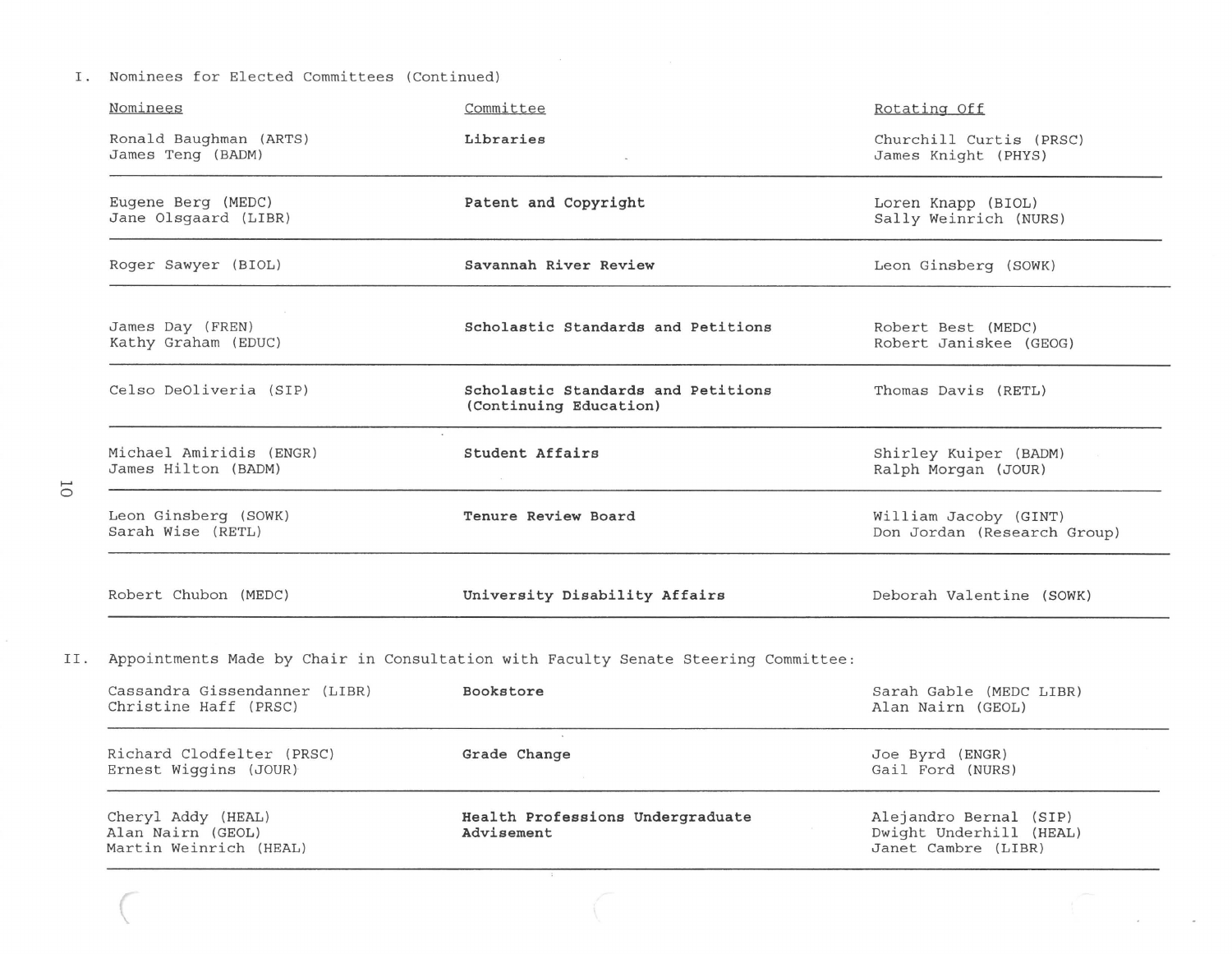I. Nominees for Elected Committees (Continued)

| Nominees | Committee | Rotating Off |
|---|---|---|
| Ronald Baughman (ARTS)<br>James Teng (BADM) | **Libraries** | Churchill Curtis (PRSC)<br>James Knight (PHYS) |
| Eugene Berg (MEDC)<br>Jane Olsgaard (LIBR) | **Patent and Copyright** | Loren Knapp (BIOL)<br>Sally Weinrich (NURS) |
| Roger Sawyer (BIOL) | **Savannah River Review** | Leon Ginsberg (SOWK) |
| James Day (FREN)<br>Kathy Graham (EDUC) | **Scholastic Standards and Petitions** | Robert Best (MEDC)<br>Robert Janiskee (GEOG) |
| Celso DeOliveria (SIP) | **Scholastic Standards and Petitions (Continuing Education)** | Thomas Davis (RETL) |
| Michael Amiridis (ENGR)<br>James Hilton (BADM) | **Student Affairs** | Shirley Kuiper (BADM)<br>Ralph Morgan (JOUR) |
| Leon Ginsberg (SOWK)<br>Sarah Wise (RETL) | **Tenure Review Board** | William Jacoby (GINT)<br>Don Jordan (Research Group) |
| Robert Chubon (MEDC) | **University Disability Affairs** | Deborah Valentine (SOWK) |

II. Appointments Made by Chair in Consultation with Faculty Senate Steering Committee:

| | | |
|---|---|---|
| Cassandra Gissendanner (LIBR)<br>Christine Haff (PRSC) | **Bookstore** | Sarah Gable (MEDC LIBR)<br>Alan Nairn (GEOL) |
| Richard Clodfelter (PRSC)<br>Ernest Wiggins (JOUR) | **Grade Change** | Joe Byrd (ENGR)<br>Gail Ford (NURS) |
| Cheryl Addy (HEAL)<br>Alan Nairn (GEOL)<br>Martin Weinrich (HEAL) | **Health Professions Undergraduate Advisement** | Alejandro Bernal (SIP)<br>Dwight Underhill (HEAL)<br>Janet Cambre (LIBR) |